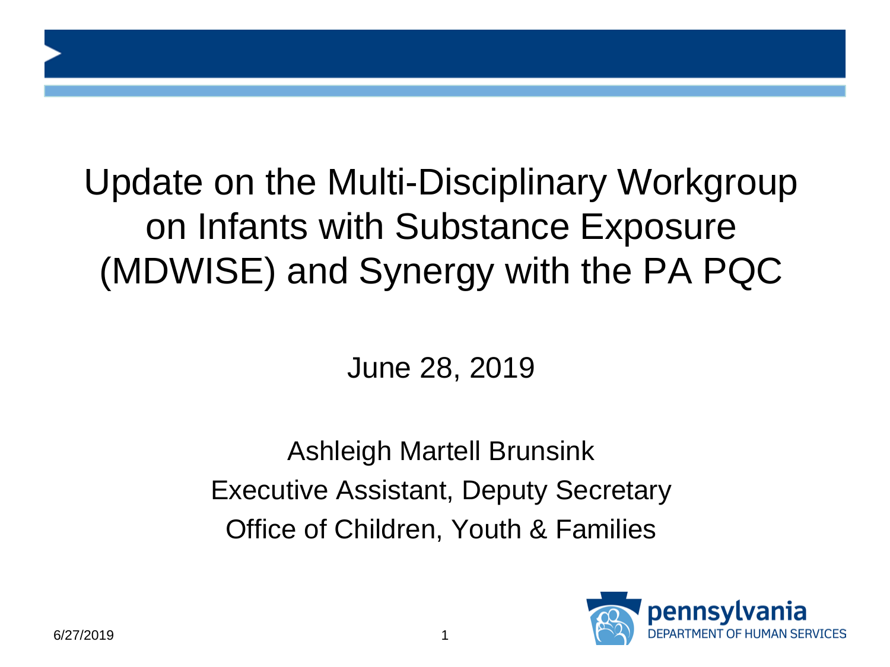# Update on the Multi-Disciplinary Workgroup on Infants with Substance Exposure (MDWISE) and Synergy with the PA PQC

June 28, 2019

Ashleigh Martell Brunsink
Executive Assistant, Deputy Secretary
Office of Children, Youth & Families

pennsylvania
DEPARTMENT OF HUMAN SERVICES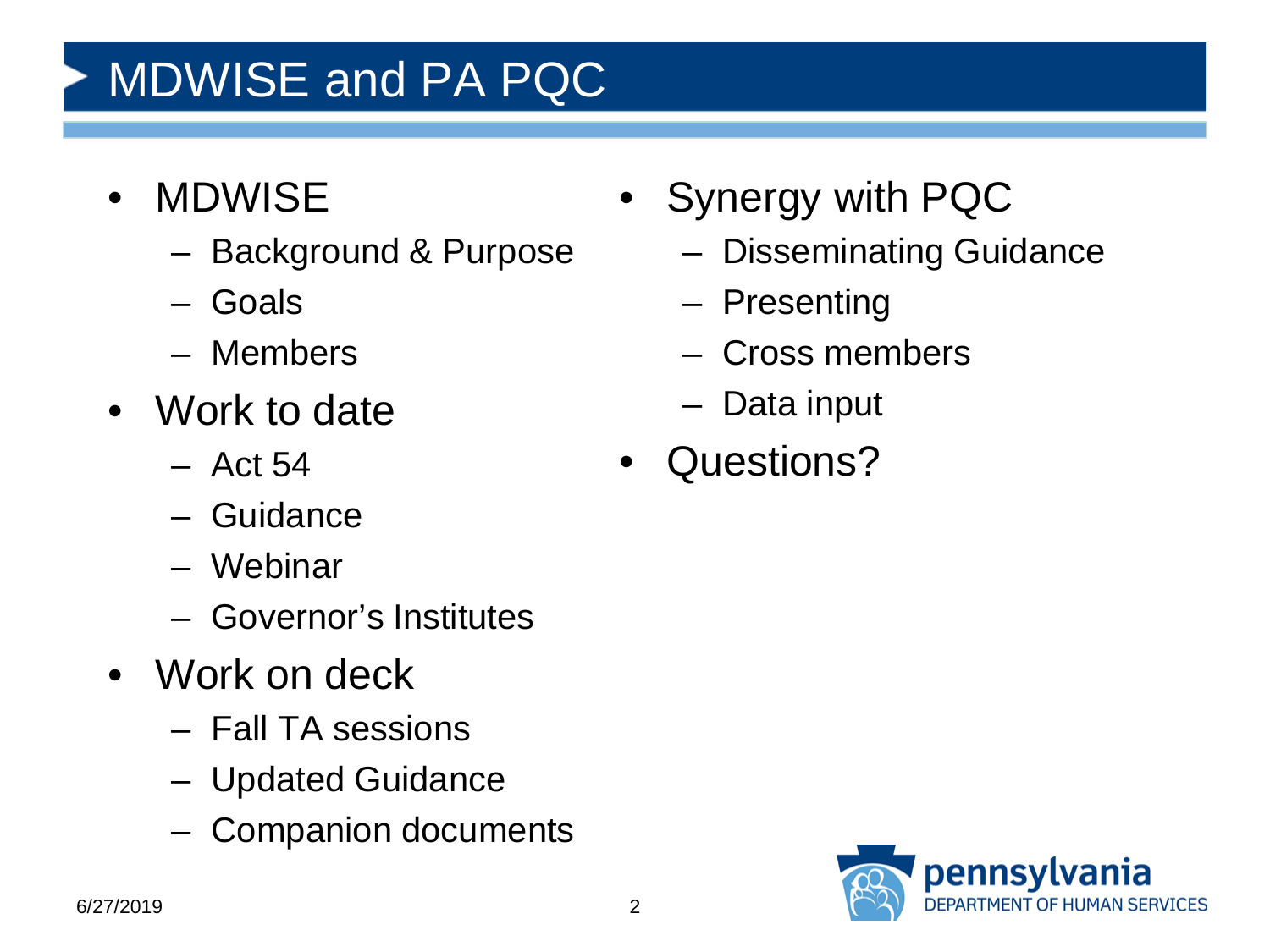# MDWISE and PA PQC

- MDWISE
  - Background & Purpose
  - Goals
  - Members
- Work to date
  - Act 54
  - Guidance
  - Webinar
  - Governor's Institutes
- Work on deck
  - Fall TA sessions
  - Updated Guidance
  - Companion documents
- Synergy with PQC
  - Disseminating Guidance
  - Presenting
  - Cross members
  - Data input
- Questions?

6/27/2019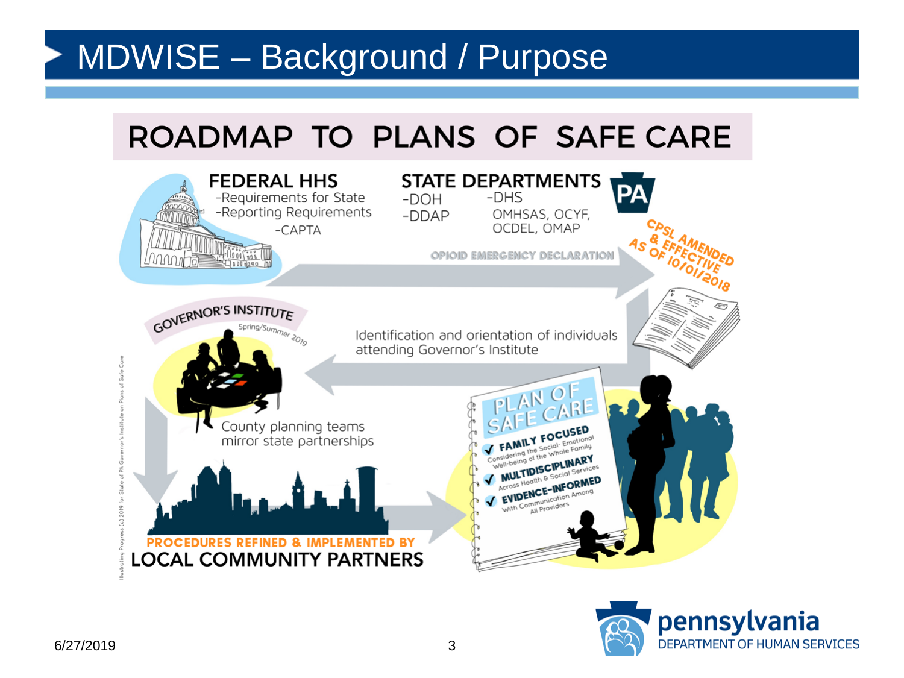# MDWISE – Background / Purpose

## ROADMAP TO PLANS OF SAFE CARE

**FEDERAL HHS**
- -Requirements for State
- -Reporting Requirements
- -CAPTA

**STATE DEPARTMENTS**
- -DOH
- -DDAP
- -DHS
  - OMHSAS, OCYF, OCDEL, OMAP

PA

OPIOID EMERGENCY DECLARATION

CPSL AMENDED & EFFECTIVE AS OF 10/01/2018

**GOVERNOR'S INSTITUTE**
Spring/Summer 2019

Identification and orientation of individuals attending Governor's Institute

County planning teams mirror state partnerships

**PLAN OF SAFE CARE**
- ✔ **FAMILY FOCUSED** Considering the Social-Emotional Well-being of the Whole Family
- ✔ **MULTIDISCIPLINARY** Across Health & Social Services
- ✔ **EVIDENCE-INFORMED** With Communication Among All Providers

**PROCEDURES REFINED & IMPLEMENTED BY**
**LOCAL COMMUNITY PARTNERS**

Illustrating Progress (c) 2019 for State of PA Governor's Institute on Plans of Safe Care

6/27/2019

pennsylvania DEPARTMENT OF HUMAN SERVICES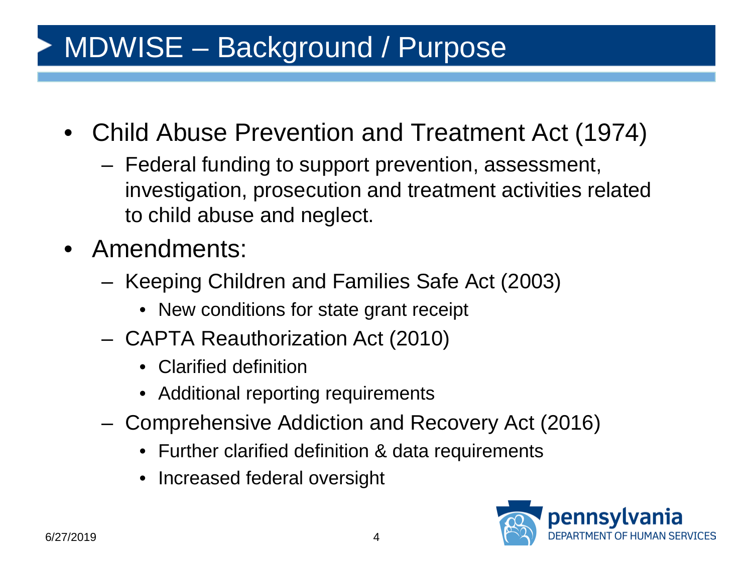# MDWISE – Background / Purpose

- Child Abuse Prevention and Treatment Act (1974)
  - Federal funding to support prevention, assessment, investigation, prosecution and treatment activities related to child abuse and neglect.
- Amendments:
  - Keeping Children and Families Safe Act (2003)
    - New conditions for state grant receipt
  - CAPTA Reauthorization Act (2010)
    - Clarified definition
    - Additional reporting requirements
  - Comprehensive Addiction and Recovery Act (2016)
    - Further clarified definition & data requirements
    - Increased federal oversight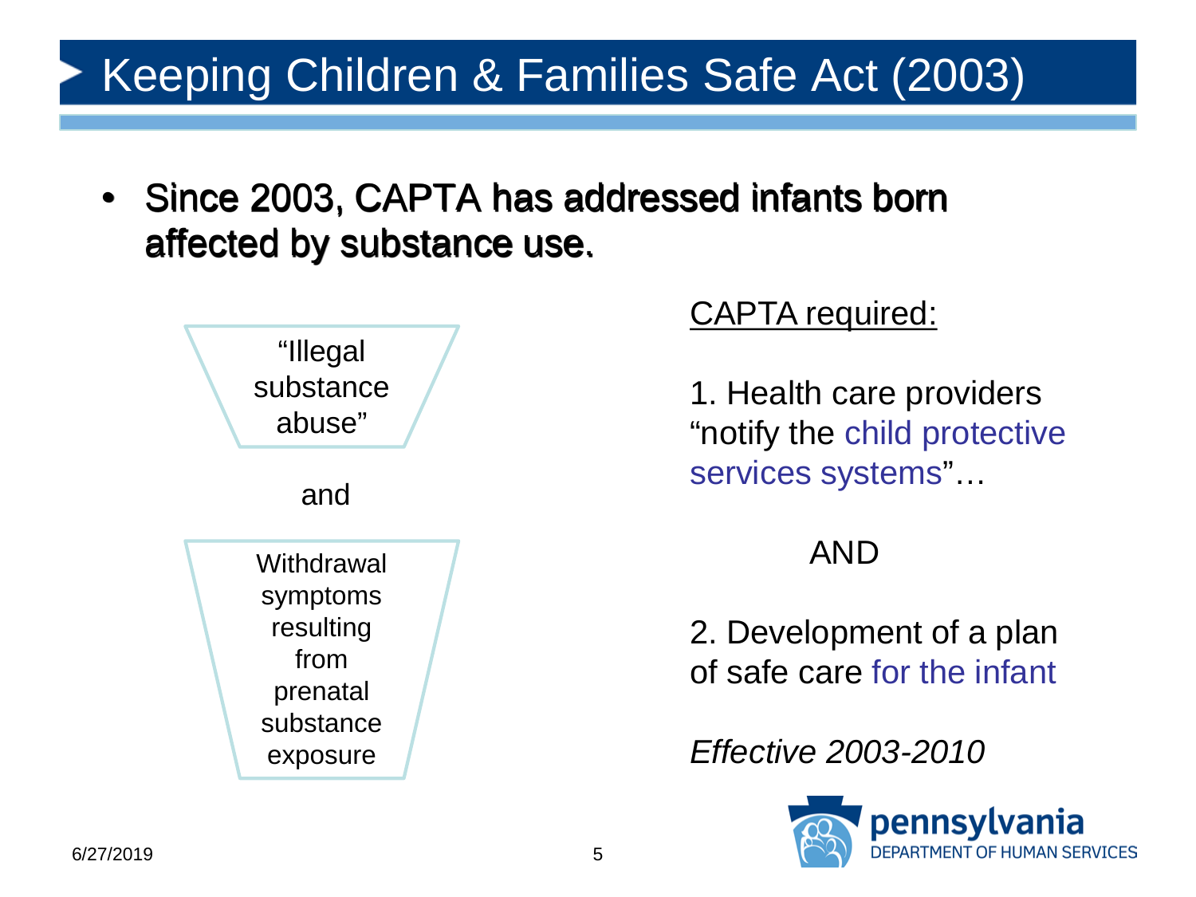# Keeping Children & Families Safe Act (2003)

- **Since 2003, CAPTA has addressed infants born affected by substance use.**

"Illegal substance abuse"

and

Withdrawal symptoms resulting from prenatal substance exposure

CAPTA required:

1. Health care providers "notify the child protective services systems"…

AND

2. Development of a plan of safe care for the infant

*Effective 2003-2010*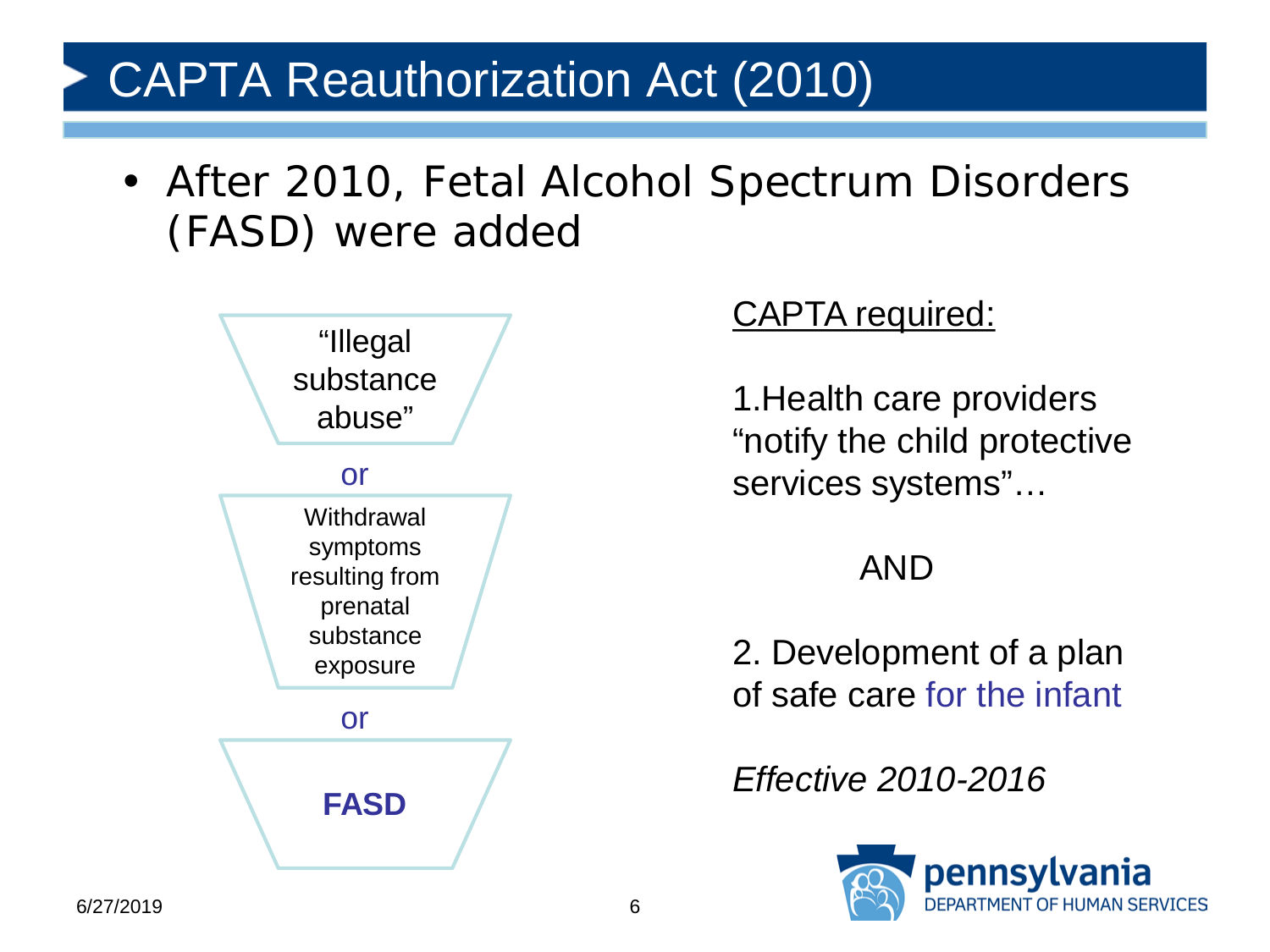# CAPTA Reauthorization Act (2010)

- After 2010, Fetal Alcohol Spectrum Disorders (FASD) were added

"Illegal substance abuse"

or

Withdrawal symptoms resulting from prenatal substance exposure

or

**FASD**

CAPTA required:

1. Health care providers "notify the child protective services systems"…

AND

2. Development of a plan of safe care for the infant

*Effective 2010-2016*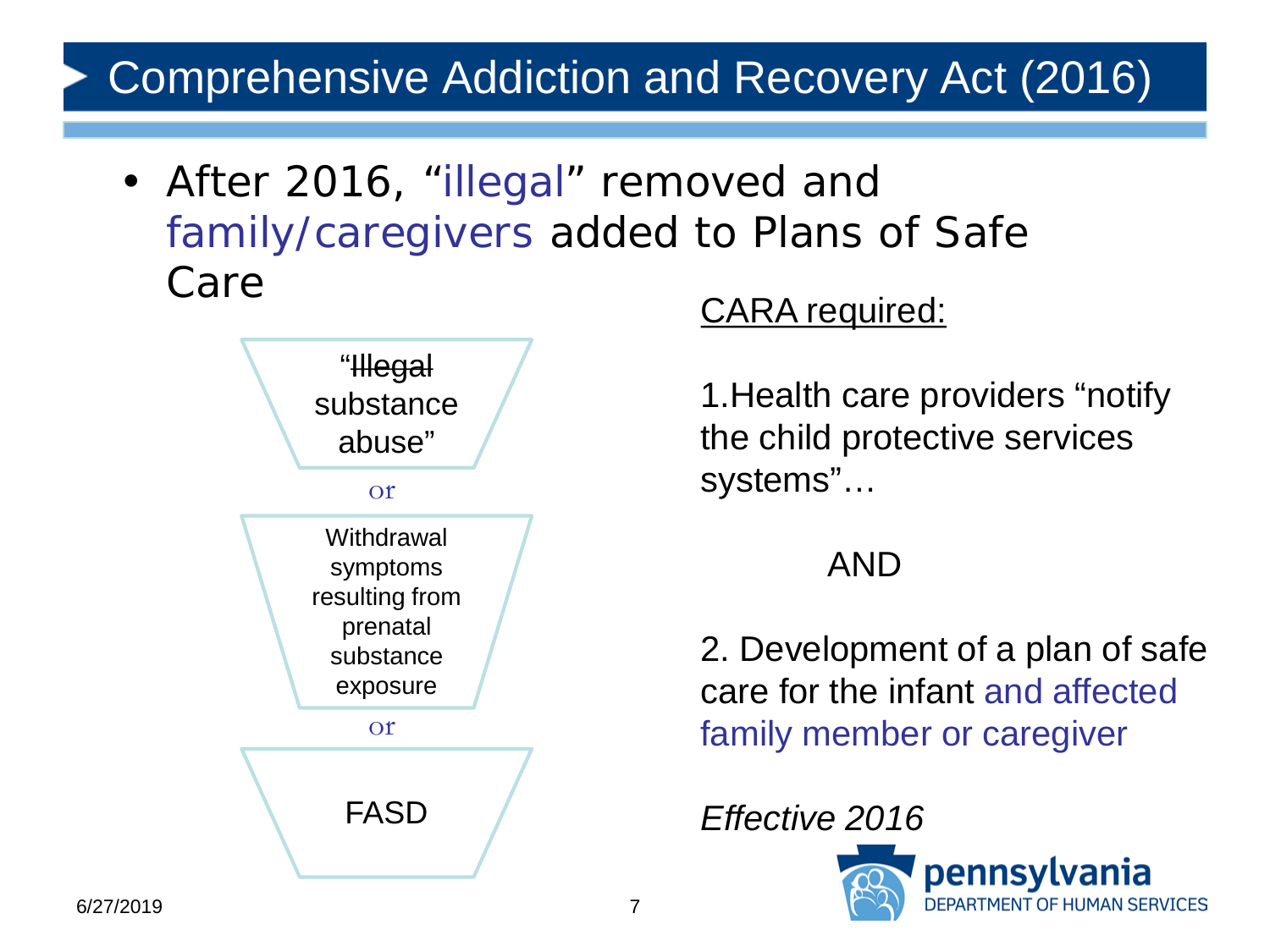# Comprehensive Addiction and Recovery Act (2016)

- After 2016, "illegal" removed and family/caregivers added to Plans of Safe Care

"~~Illegal~~ substance abuse"

or

Withdrawal symptoms resulting from prenatal substance exposure

or

FASD

CARA required:

1. Health care providers "notify the child protective services systems"…

AND

2. Development of a plan of safe care for the infant and affected family member or caregiver

*Effective 2016*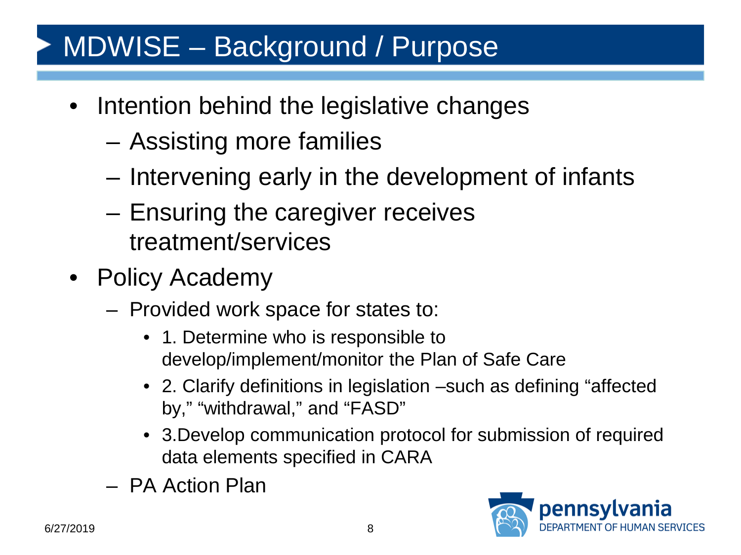# MDWISE – Background / Purpose

- Intention behind the legislative changes
  - Assisting more families
  - Intervening early in the development of infants
  - Ensuring the caregiver receives treatment/services
- Policy Academy
  - Provided work space for states to:
    - 1. Determine who is responsible to develop/implement/monitor the Plan of Safe Care
    - 2. Clarify definitions in legislation –such as defining "affected by," "withdrawal," and "FASD"
    - 3.Develop communication protocol for submission of required data elements specified in CARA
  - PA Action Plan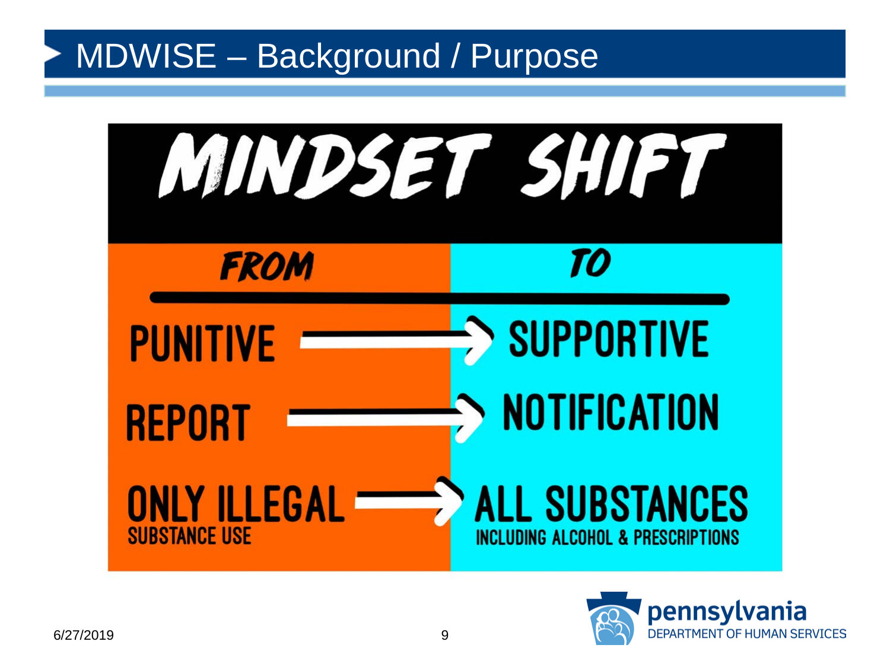# MDWISE – Background / Purpose

## MINDSET SHIFT

| FROM | TO |
|---|---|
| PUNITIVE → | SUPPORTIVE |
| REPORT → | NOTIFICATION |
| ONLY ILLEGAL SUBSTANCE USE → | ALL SUBSTANCES INCLUDING ALCOHOL & PRESCRIPTIONS |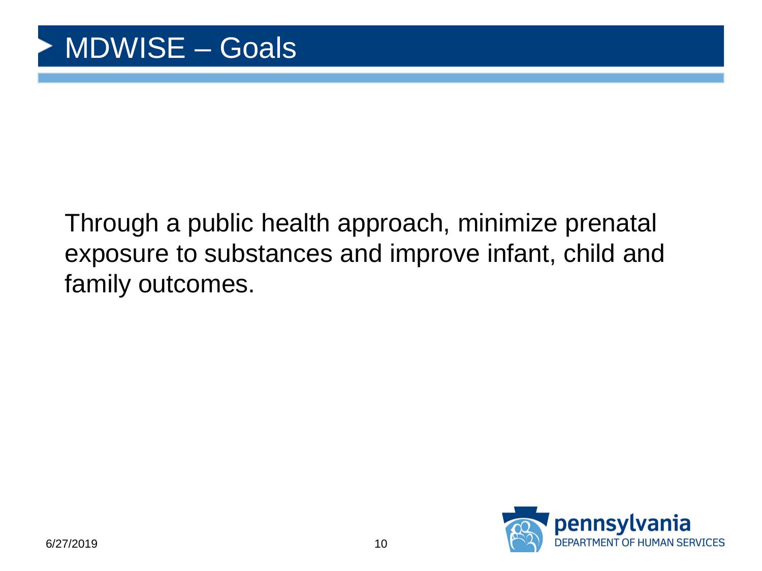# MDWISE – Goals

Through a public health approach, minimize prenatal exposure to substances and improve infant, child and family outcomes.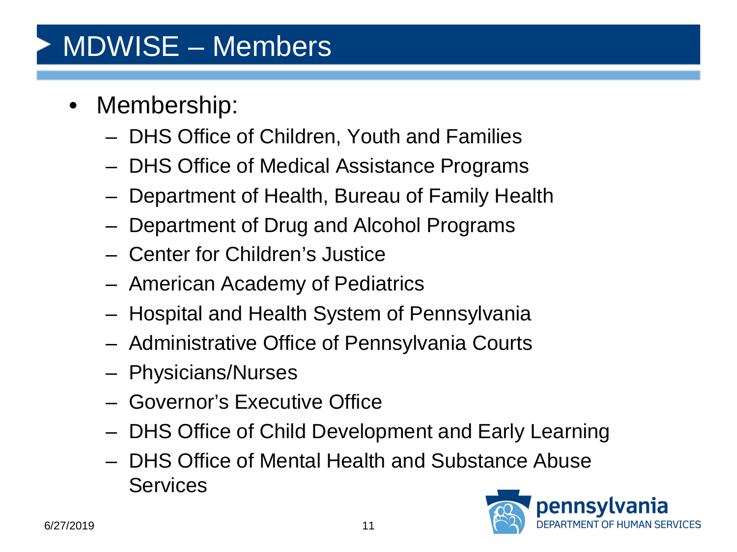# MDWISE – Members

- Membership:
  - DHS Office of Children, Youth and Families
  - DHS Office of Medical Assistance Programs
  - Department of Health, Bureau of Family Health
  - Department of Drug and Alcohol Programs
  - Center for Children's Justice
  - American Academy of Pediatrics
  - Hospital and Health System of Pennsylvania
  - Administrative Office of Pennsylvania Courts
  - Physicians/Nurses
  - Governor's Executive Office
  - DHS Office of Child Development and Early Learning
  - DHS Office of Mental Health and Substance Abuse Services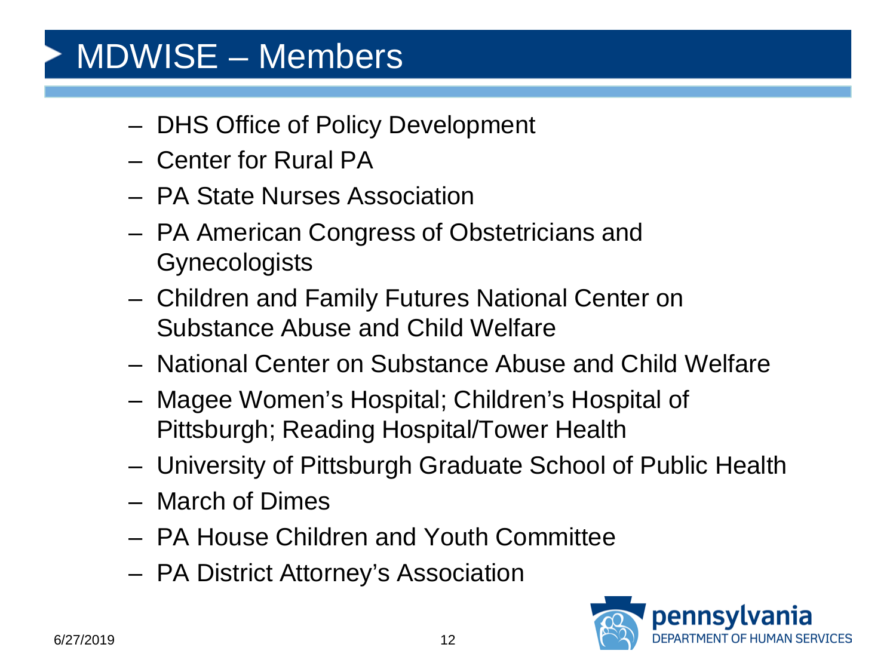# MDWISE – Members

- DHS Office of Policy Development
- Center for Rural PA
- PA State Nurses Association
- PA American Congress of Obstetricians and Gynecologists
- Children and Family Futures National Center on Substance Abuse and Child Welfare
- National Center on Substance Abuse and Child Welfare
- Magee Women's Hospital; Children's Hospital of Pittsburgh; Reading Hospital/Tower Health
- University of Pittsburgh Graduate School of Public Health
- March of Dimes
- PA House Children and Youth Committee
- PA District Attorney's Association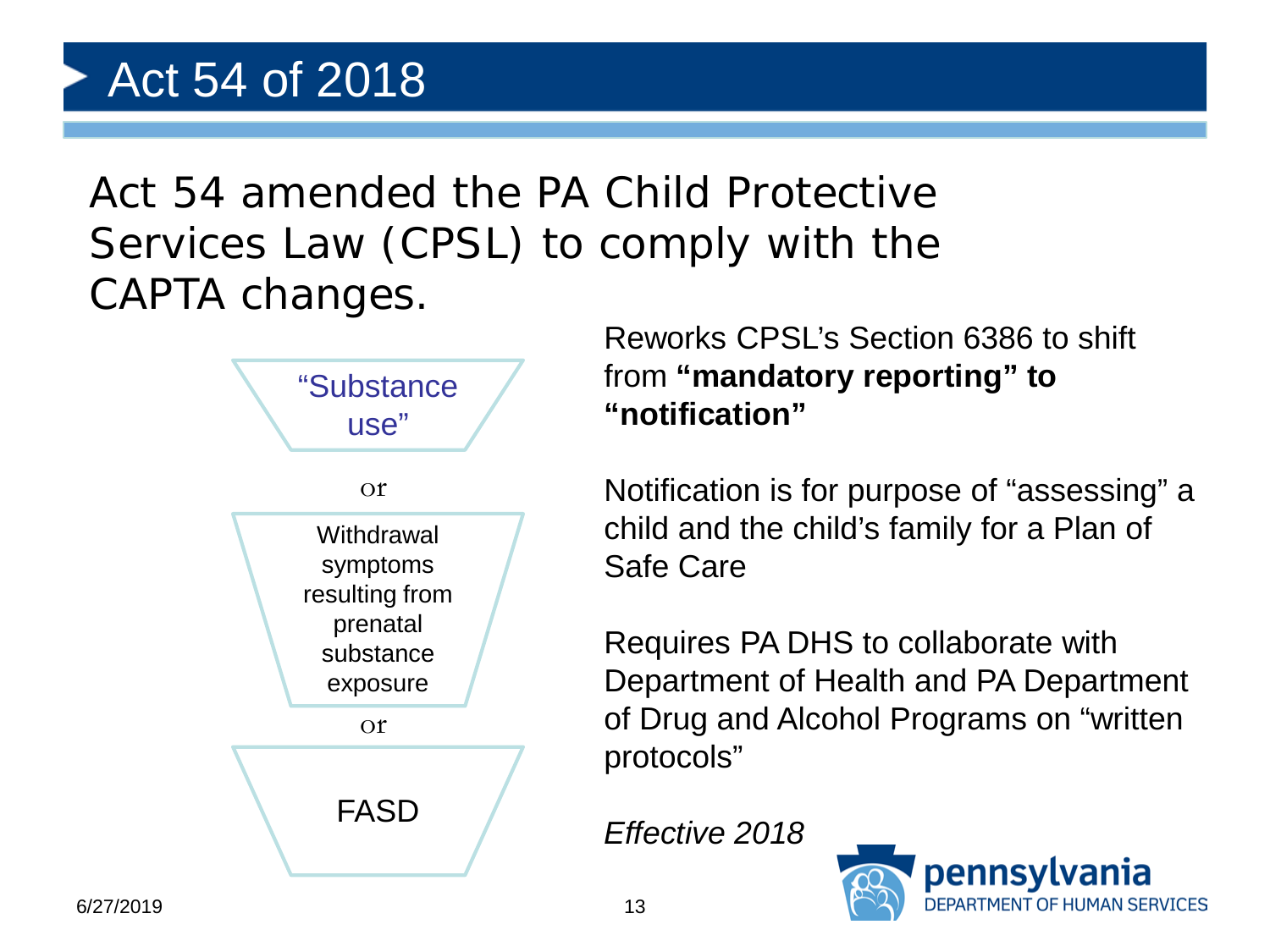# Act 54 of 2018

Act 54 amended the PA Child Protective Services Law (CPSL) to comply with the CAPTA changes.

"Substance use"

or

Withdrawal symptoms resulting from prenatal substance exposure

or

FASD

Reworks CPSL's Section 6386 to shift from **"mandatory reporting" to "notification"**

Notification is for purpose of "assessing" a child and the child's family for a Plan of Safe Care

Requires PA DHS to collaborate with Department of Health and PA Department of Drug and Alcohol Programs on "written protocols"

*Effective 2018*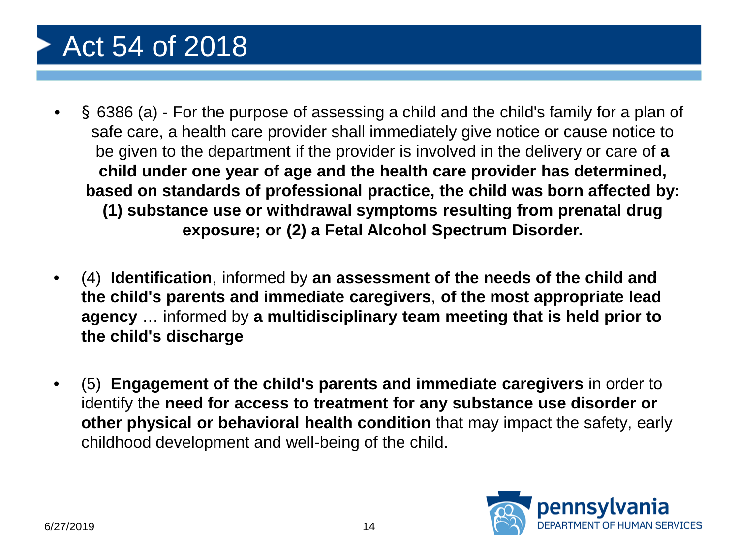# Act 54 of 2018

- § 6386 (a) - For the purpose of assessing a child and the child's family for a plan of safe care, a health care provider shall immediately give notice or cause notice to be given to the department if the provider is involved in the delivery or care of **a child under one year of age and the health care provider has determined, based on standards of professional practice, the child was born affected by: (1) substance use or withdrawal symptoms resulting from prenatal drug exposure; or (2) a Fetal Alcohol Spectrum Disorder.**

- (4) **Identification**, informed by **an assessment of the needs of the child and the child's parents and immediate caregivers**, **of the most appropriate lead agency** … informed by **a multidisciplinary team meeting that is held prior to the child's discharge**

- (5) **Engagement of the child's parents and immediate caregivers** in order to identify the **need for access to treatment for any substance use disorder or other physical or behavioral health condition** that may impact the safety, early childhood development and well-being of the child.

6/27/2019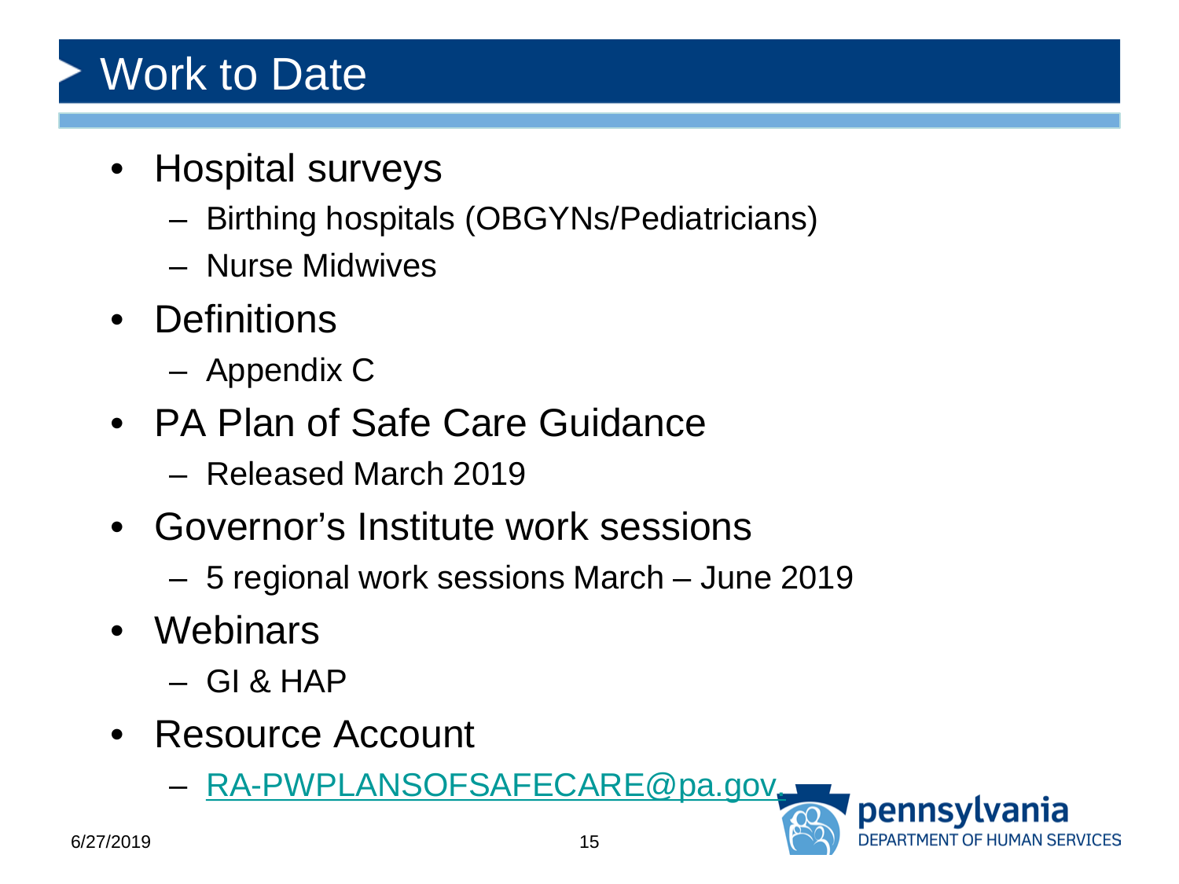# Work to Date

- Hospital surveys
  - Birthing hospitals (OBGYNs/Pediatricians)
  - Nurse Midwives
- Definitions
  - Appendix C
- PA Plan of Safe Care Guidance
  - Released March 2019
- Governor's Institute work sessions
  - 5 regional work sessions March – June 2019
- Webinars
  - GI & HAP
- Resource Account
  - RA-PWPLANSOFSAFECARE@pa.gov.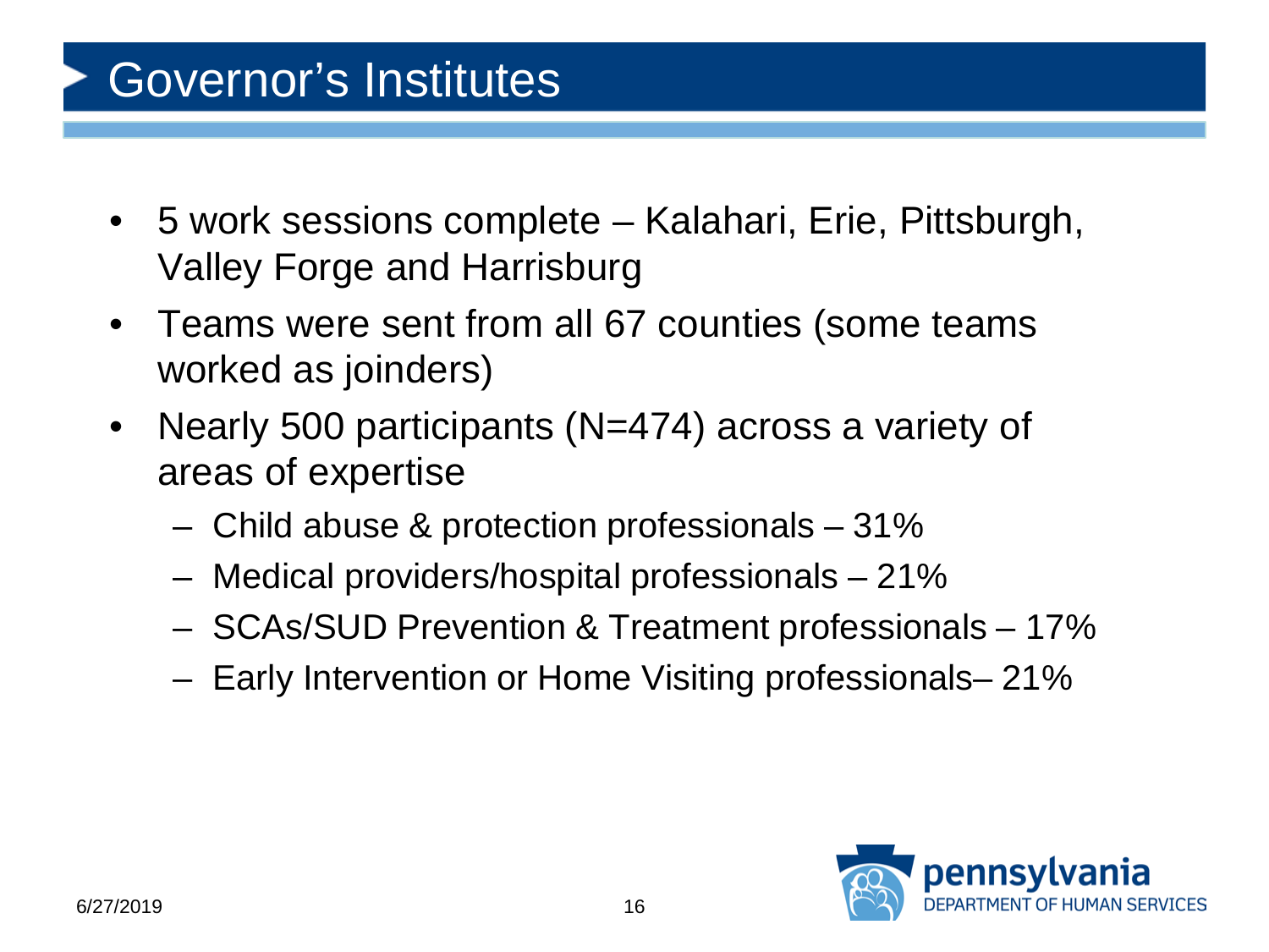# Governor's Institutes

- 5 work sessions complete – Kalahari, Erie, Pittsburgh, Valley Forge and Harrisburg
- Teams were sent from all 67 counties (some teams worked as joinders)
- Nearly 500 participants (N=474) across a variety of areas of expertise
  - Child abuse & protection professionals – 31%
  - Medical providers/hospital professionals – 21%
  - SCAs/SUD Prevention & Treatment professionals – 17%
  - Early Intervention or Home Visiting professionals– 21%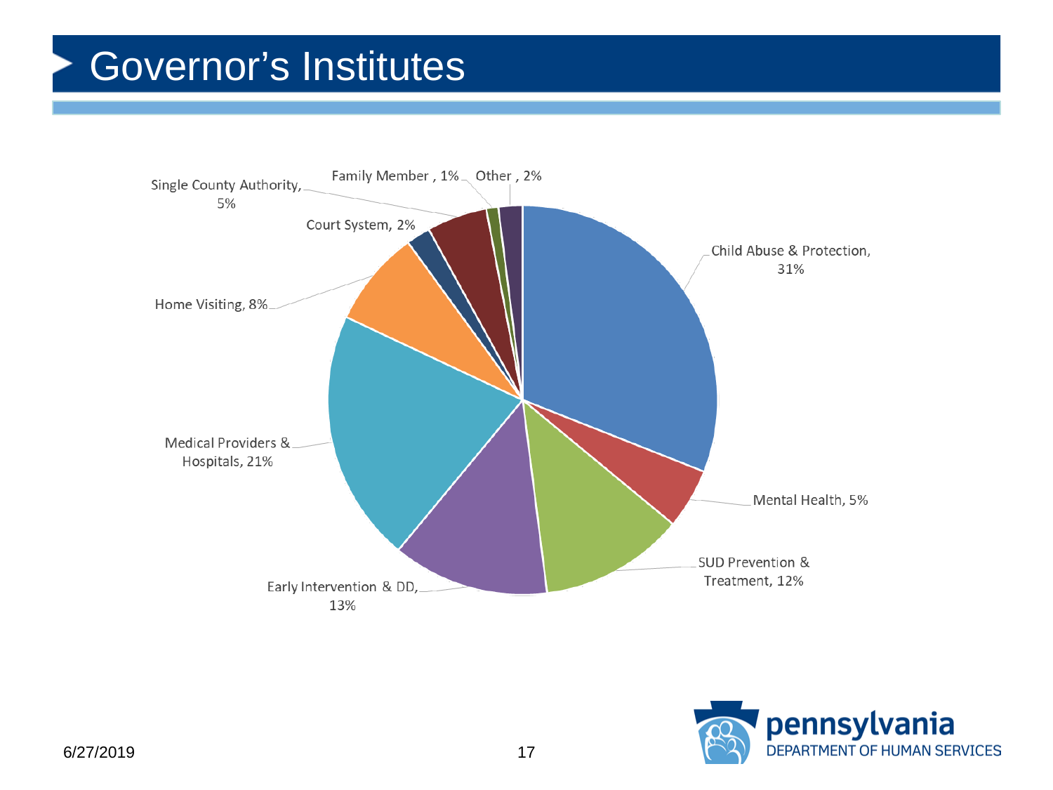# Governor's Institutes

Single County Authority, 5%

Family Member , 1%

Other , 2%

Court System, 2%

Child Abuse & Protection, 31%

Home Visiting, 8%

Medical Providers & Hospitals, 21%

Mental Health, 5%

SUD Prevention & Treatment, 12%

Early Intervention & DD, 13%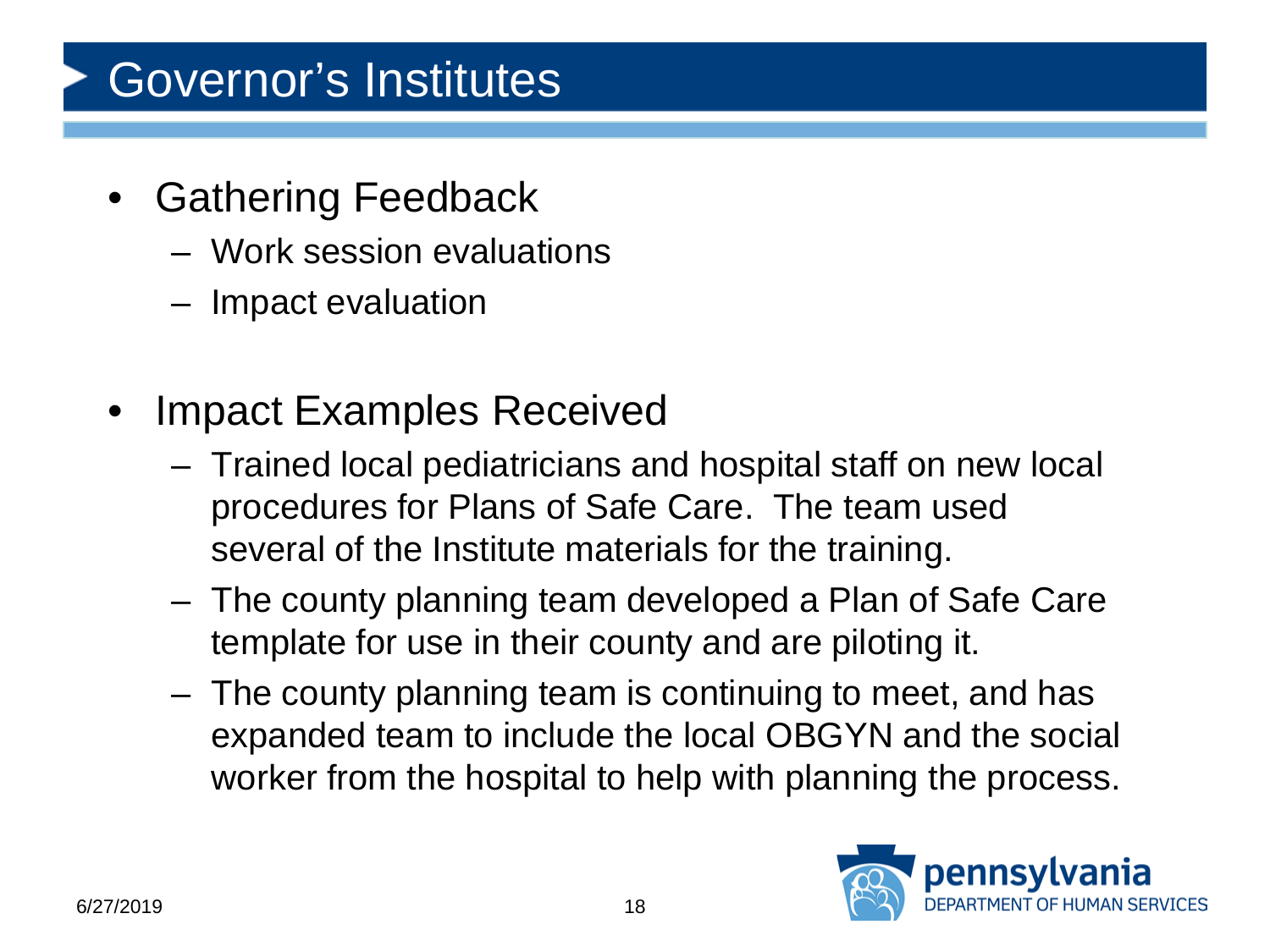# Governor's Institutes

- Gathering Feedback
  - Work session evaluations
  - Impact evaluation

- Impact Examples Received
  - Trained local pediatricians and hospital staff on new local procedures for Plans of Safe Care. The team used several of the Institute materials for the training.
  - The county planning team developed a Plan of Safe Care template for use in their county and are piloting it.
  - The county planning team is continuing to meet, and has expanded team to include the local OBGYN and the social worker from the hospital to help with planning the process.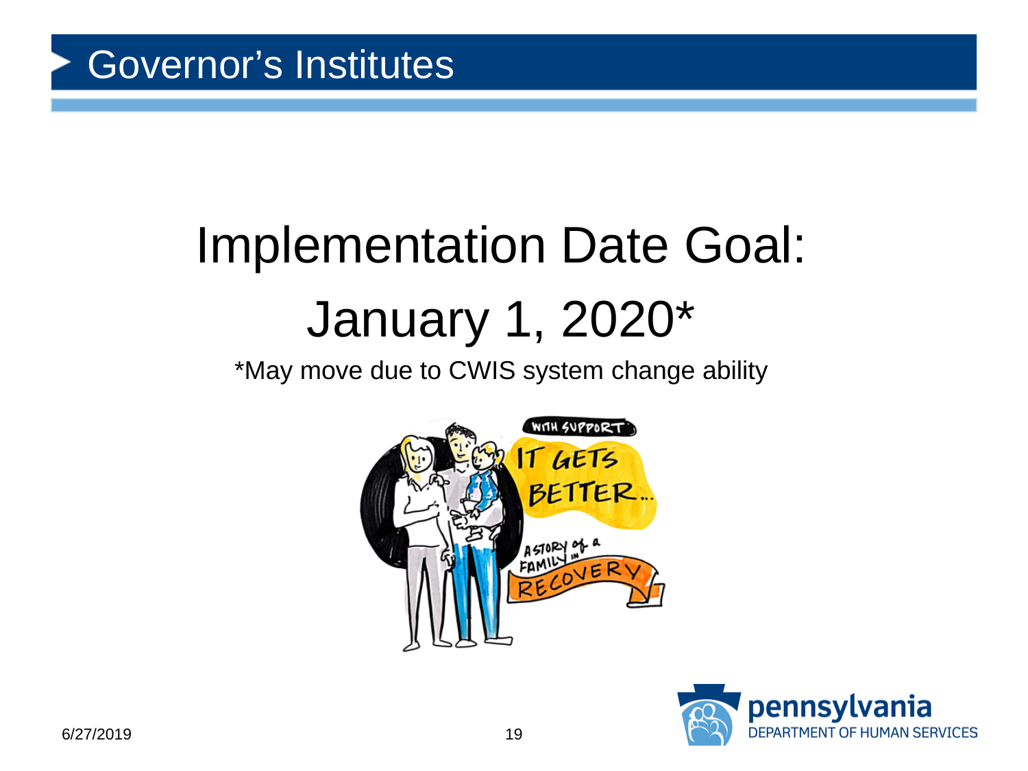# Governor's Institutes

## Implementation Date Goal:

## January 1, 2020*

*May move due to CWIS system change ability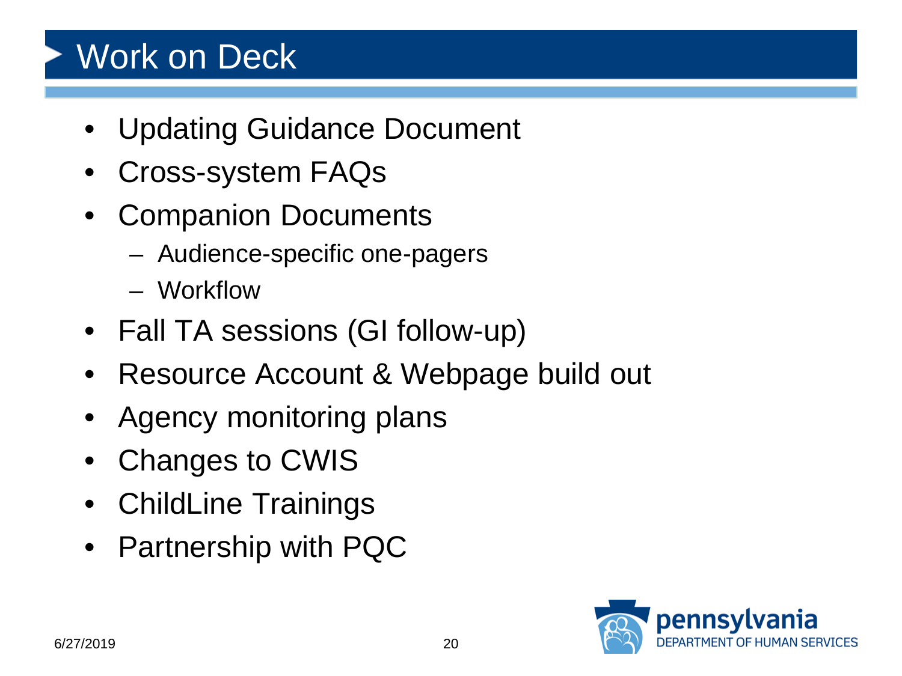# Work on Deck

- Updating Guidance Document
- Cross-system FAQs
- Companion Documents
  - Audience-specific one-pagers
  - Workflow
- Fall TA sessions (GI follow-up)
- Resource Account & Webpage build out
- Agency monitoring plans
- Changes to CWIS
- ChildLine Trainings
- Partnership with PQC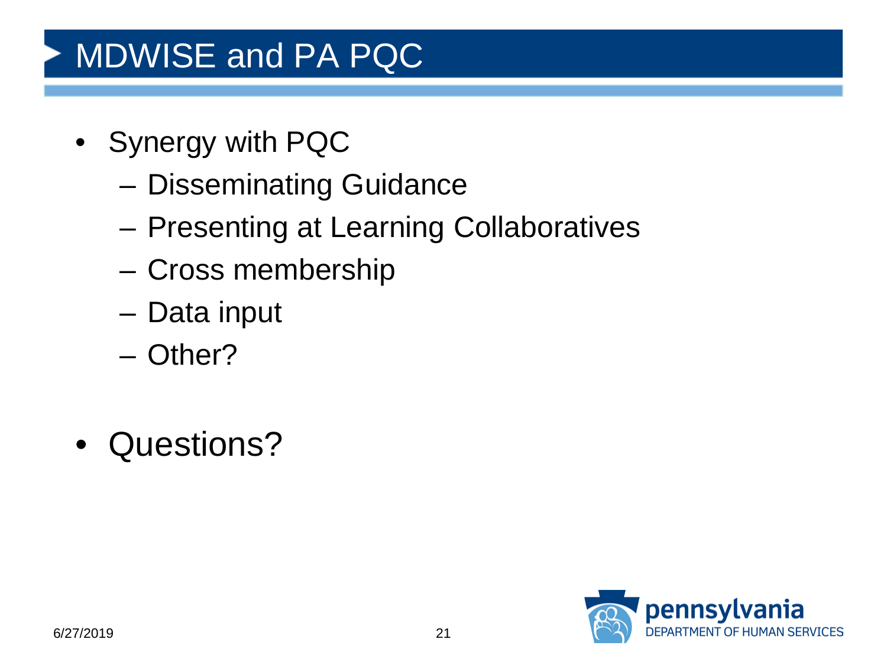# MDWISE and PA PQC

- Synergy with PQC
  - Disseminating Guidance
  - Presenting at Learning Collaboratives
  - Cross membership
  - Data input
  - Other?

- Questions?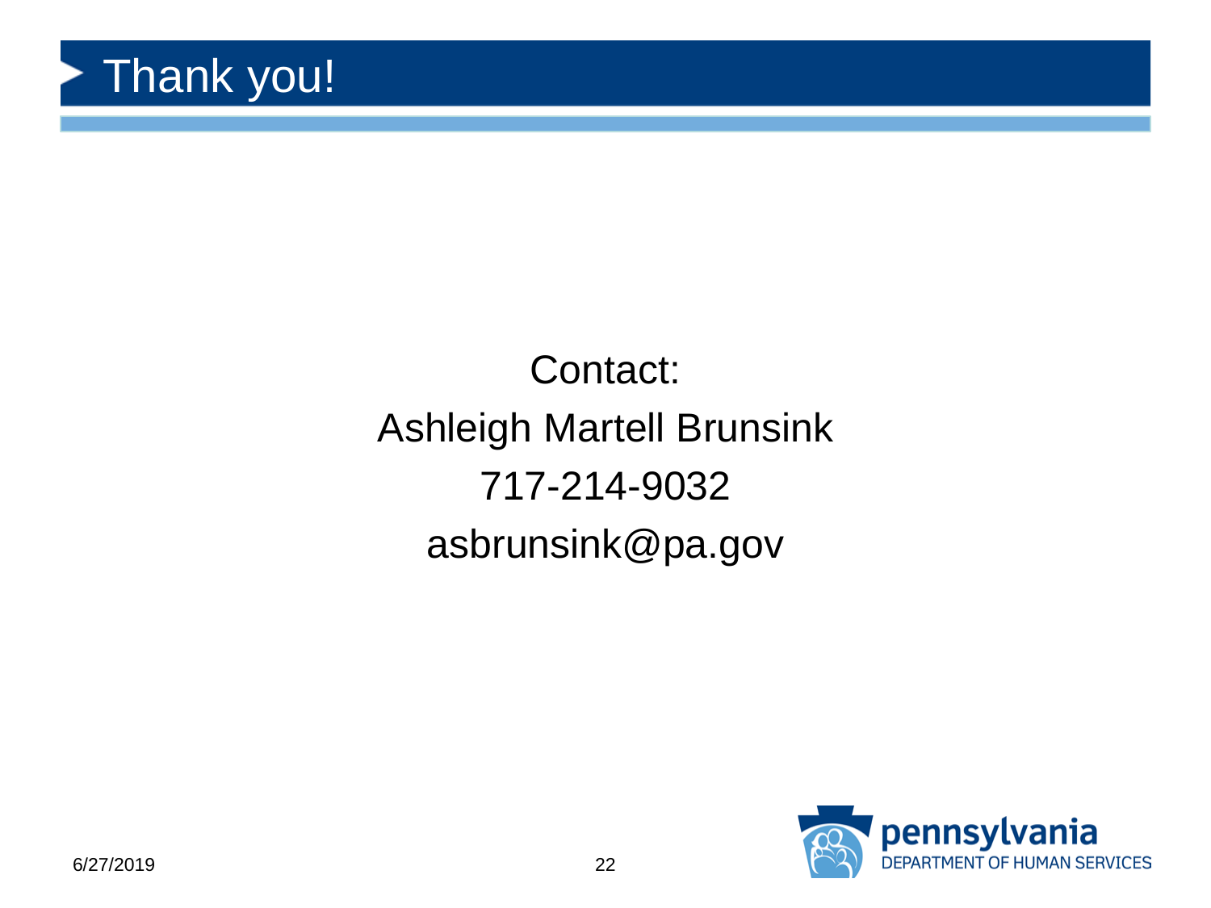# Thank you!

Contact:

Ashleigh Martell Brunsink

717-214-9032

asbrunsink@pa.gov